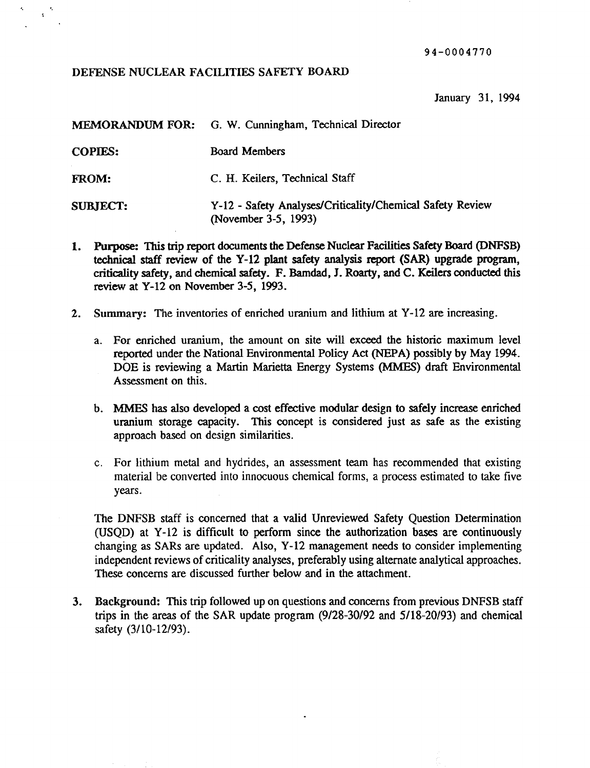94-0004770

DEFENSE NUCLEAR FACILITIES SAFETY BOARD

January 31, 1994

**MEMORANDUM FOR:** G. W. Cunningham, Technical Director

**COPIES:** Board Members

**FROM:** C. H. Keilers, Technical Staff

**SUBJECT:** Y-12 - Safety Analyses/Criticality/Chemical Safety Review (November 3-5, 1993)

1. **Purpose:** This trip report documents the Defense Nuclear Facilities Safety Board (DNFSB) technical staff review of the Y-12 plant safety analysis report (SAR) upgrade program, criticality safety, and chemical safety. F. Bamdad, J. Roarty, and C. Keilers conducted this review at Y-12 on November 3-5, 1993.

2. **Summary:** The inventories of enriched uranium and lithium at Y-12 are increasing.

   a. For enriched uranium, the amount on site will exceed the historic maximum level reported under the National Environmental Policy Act (NEPA) possibly by May 1994. DOE is reviewing a Martin Marietta Energy Systems (MMES) draft Environmental Assessment on this.

   b. MMES has also developed a cost effective modular design to safely increase enriched uranium storage capacity. This concept is considered just as safe as the existing approach based on design similarities.

   c. For lithium metal and hydrides, an assessment team has recommended that existing material be converted into innocuous chemical forms, a process estimated to take five years.

   The DNFSB staff is concerned that a valid Unreviewed Safety Question Determination (USQD) at Y-12 is difficult to perform since the authorization bases are continuously changing as SARs are updated. Also, Y-12 management needs to consider implementing independent reviews of criticality analyses, preferably using alternate analytical approaches. These concerns are discussed further below and in the attachment.

3. **Background:** This trip followed up on questions and concerns from previous DNFSB staff trips in the areas of the SAR update program (9/28-30/92 and 5/18-20/93) and chemical safety (3/10-12/93).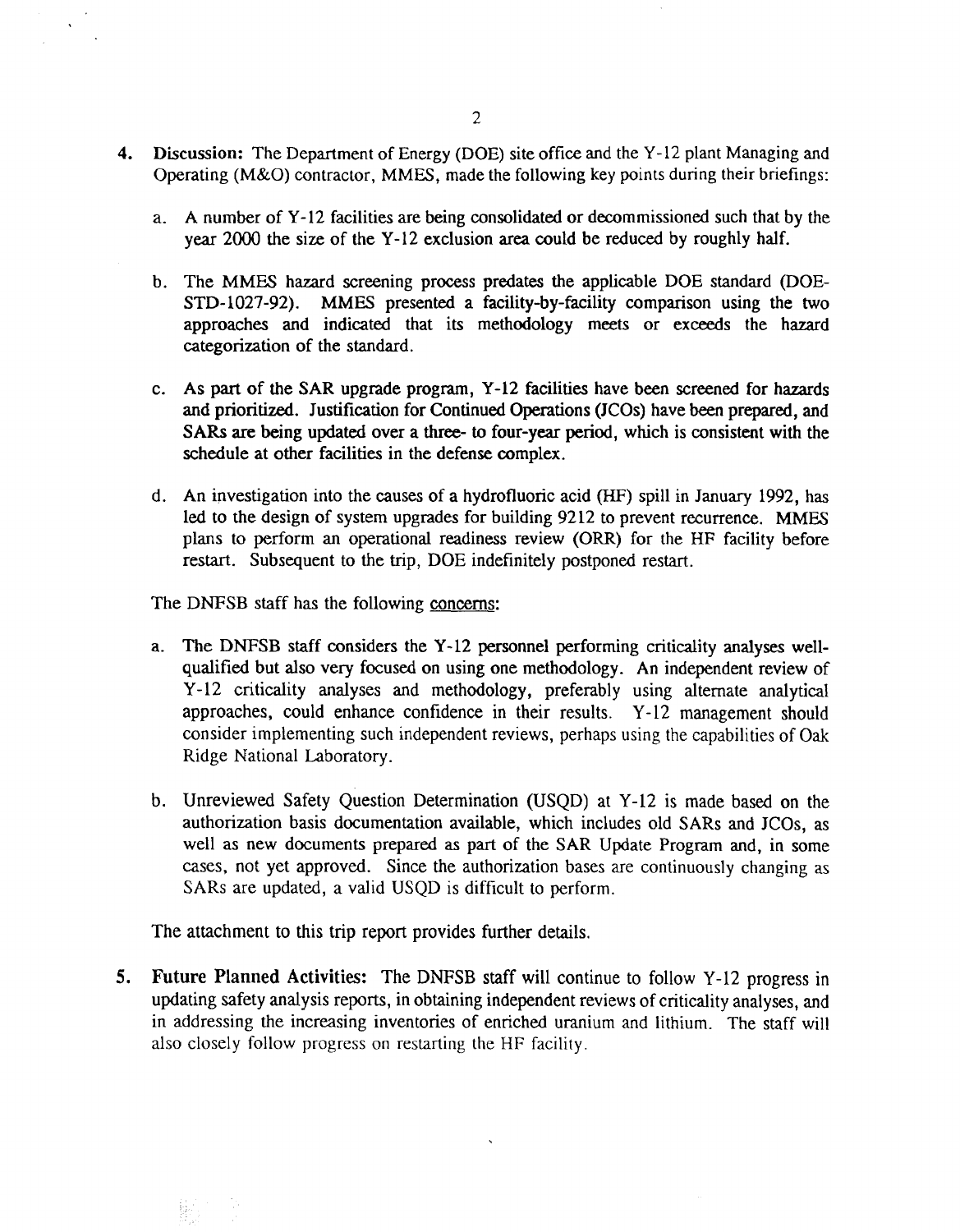4. **Discussion:** The Department of Energy (DOE) site office and the Y-12 plant Managing and Operating (M&O) contractor, MMES, made the following key points during their briefings:

   a. A number of Y-12 facilities are being consolidated or decommissioned such that by the year 2000 the size of the Y-12 exclusion area could be reduced by roughly half.

   b. The MMES hazard screening process predates the applicable DOE standard (DOE-STD-1027-92). MMES presented a facility-by-facility comparison using the two approaches and indicated that its methodology meets or exceeds the hazard categorization of the standard.

   c. As part of the SAR upgrade program, Y-12 facilities have been screened for hazards and prioritized. Justification for Continued Operations (JCOs) have been prepared, and SARs are being updated over a three- to four-year period, which is consistent with the schedule at other facilities in the defense complex.

   d. An investigation into the causes of a hydrofluoric acid (HF) spill in January 1992, has led to the design of system upgrades for building 9212 to prevent recurrence. MMES plans to perform an operational readiness review (ORR) for the HF facility before restart. Subsequent to the trip, DOE indefinitely postponed restart.

   The DNFSB staff has the following concerns:

   a. The DNFSB staff considers the Y-12 personnel performing criticality analyses well-qualified but also very focused on using one methodology. An independent review of Y-12 criticality analyses and methodology, preferably using alternate analytical approaches, could enhance confidence in their results. Y-12 management should consider implementing such independent reviews, perhaps using the capabilities of Oak Ridge National Laboratory.

   b. Unreviewed Safety Question Determination (USQD) at Y-12 is made based on the authorization basis documentation available, which includes old SARs and JCOs, as well as new documents prepared as part of the SAR Update Program and, in some cases, not yet approved. Since the authorization bases are continuously changing as SARs are updated, a valid USQD is difficult to perform.

   The attachment to this trip report provides further details.

5. **Future Planned Activities:** The DNFSB staff will continue to follow Y-12 progress in updating safety analysis reports, in obtaining independent reviews of criticality analyses, and in addressing the increasing inventories of enriched uranium and lithium. The staff will also closely follow progress on restarting the HF facility.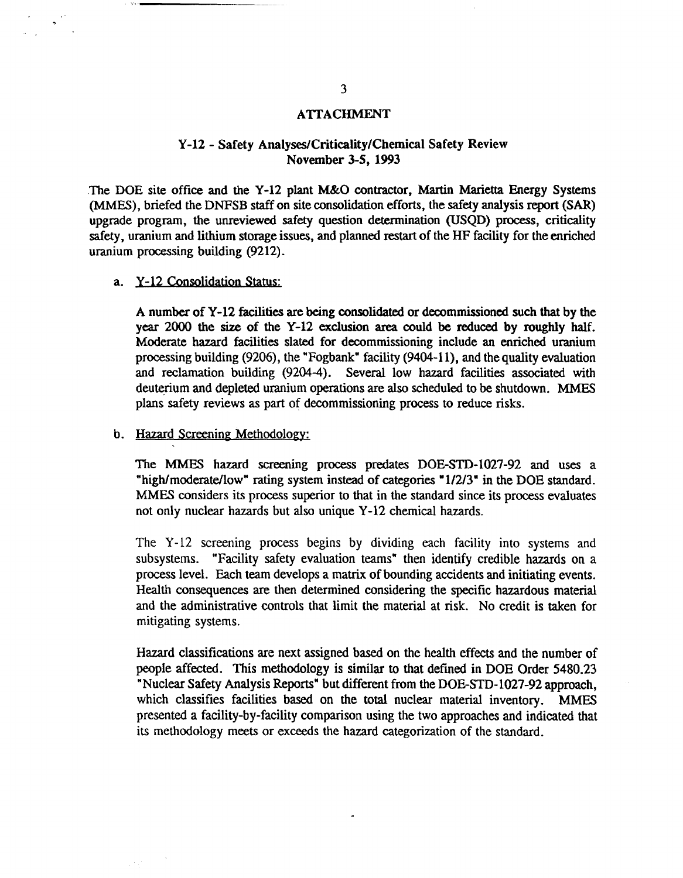# ATTACHMENT

## Y-12 - Safety Analyses/Criticality/Chemical Safety Review
## November 3-5, 1993

The DOE site office and the Y-12 plant M&O contractor, Martin Marietta Energy Systems (MMES), briefed the DNFSB staff on site consolidation efforts, the safety analysis report (SAR) upgrade program, the unreviewed safety question determination (USQD) process, criticality safety, uranium and lithium storage issues, and planned restart of the HF facility for the enriched uranium processing building (9212).

a. Y-12 Consolidation Status:

A number of Y-12 facilities are being consolidated or decommissioned such that by the year 2000 the size of the Y-12 exclusion area could be reduced by roughly half. Moderate hazard facilities slated for decommissioning include an enriched uranium processing building (9206), the "Fogbank" facility (9404-11), and the quality evaluation and reclamation building (9204-4). Several low hazard facilities associated with deuterium and depleted uranium operations are also scheduled to be shutdown. MMES plans safety reviews as part of decommissioning process to reduce risks.

b. Hazard Screening Methodology:

The MMES hazard screening process predates DOE-STD-1027-92 and uses a "high/moderate/low" rating system instead of categories "1/2/3" in the DOE standard. MMES considers its process superior to that in the standard since its process evaluates not only nuclear hazards but also unique Y-12 chemical hazards.

The Y-12 screening process begins by dividing each facility into systems and subsystems. "Facility safety evaluation teams" then identify credible hazards on a process level. Each team develops a matrix of bounding accidents and initiating events. Health consequences are then determined considering the specific hazardous material and the administrative controls that limit the material at risk. No credit is taken for mitigating systems.

Hazard classifications are next assigned based on the health effects and the number of people affected. This methodology is similar to that defined in DOE Order 5480.23 "Nuclear Safety Analysis Reports" but different from the DOE-STD-1027-92 approach, which classifies facilities based on the total nuclear material inventory. MMES presented a facility-by-facility comparison using the two approaches and indicated that its methodology meets or exceeds the hazard categorization of the standard.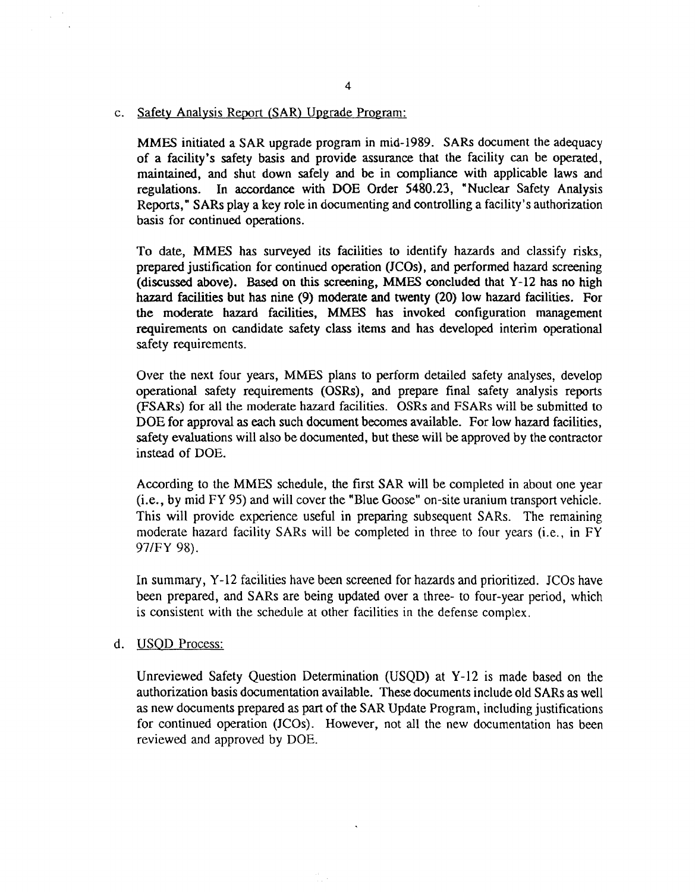c. Safety Analysis Report (SAR) Upgrade Program:

MMES initiated a SAR upgrade program in mid-1989. SARs document the adequacy of a facility's safety basis and provide assurance that the facility can be operated, maintained, and shut down safely and be in compliance with applicable laws and regulations. In accordance with DOE Order 5480.23, "Nuclear Safety Analysis Reports," SARs play a key role in documenting and controlling a facility's authorization basis for continued operations.

To date, MMES has surveyed its facilities to identify hazards and classify risks, prepared justification for continued operation (JCOs), and performed hazard screening (discussed above). Based on this screening, MMES concluded that Y-12 has no high hazard facilities but has nine (9) moderate and twenty (20) low hazard facilities. For the moderate hazard facilities, MMES has invoked configuration management requirements on candidate safety class items and has developed interim operational safety requirements.

Over the next four years, MMES plans to perform detailed safety analyses, develop operational safety requirements (OSRs), and prepare final safety analysis reports (FSARs) for all the moderate hazard facilities. OSRs and FSARs will be submitted to DOE for approval as each such document becomes available. For low hazard facilities, safety evaluations will also be documented, but these will be approved by the contractor instead of DOE.

According to the MMES schedule, the first SAR will be completed in about one year (i.e., by mid FY 95) and will cover the "Blue Goose" on-site uranium transport vehicle. This will provide experience useful in preparing subsequent SARs. The remaining moderate hazard facility SARs will be completed in three to four years (i.e., in FY 97/FY 98).

In summary, Y-12 facilities have been screened for hazards and prioritized. JCOs have been prepared, and SARs are being updated over a three- to four-year period, which is consistent with the schedule at other facilities in the defense complex.

d. USQD Process:

Unreviewed Safety Question Determination (USQD) at Y-12 is made based on the authorization basis documentation available. These documents include old SARs as well as new documents prepared as part of the SAR Update Program, including justifications for continued operation (JCOs). However, not all the new documentation has been reviewed and approved by DOE.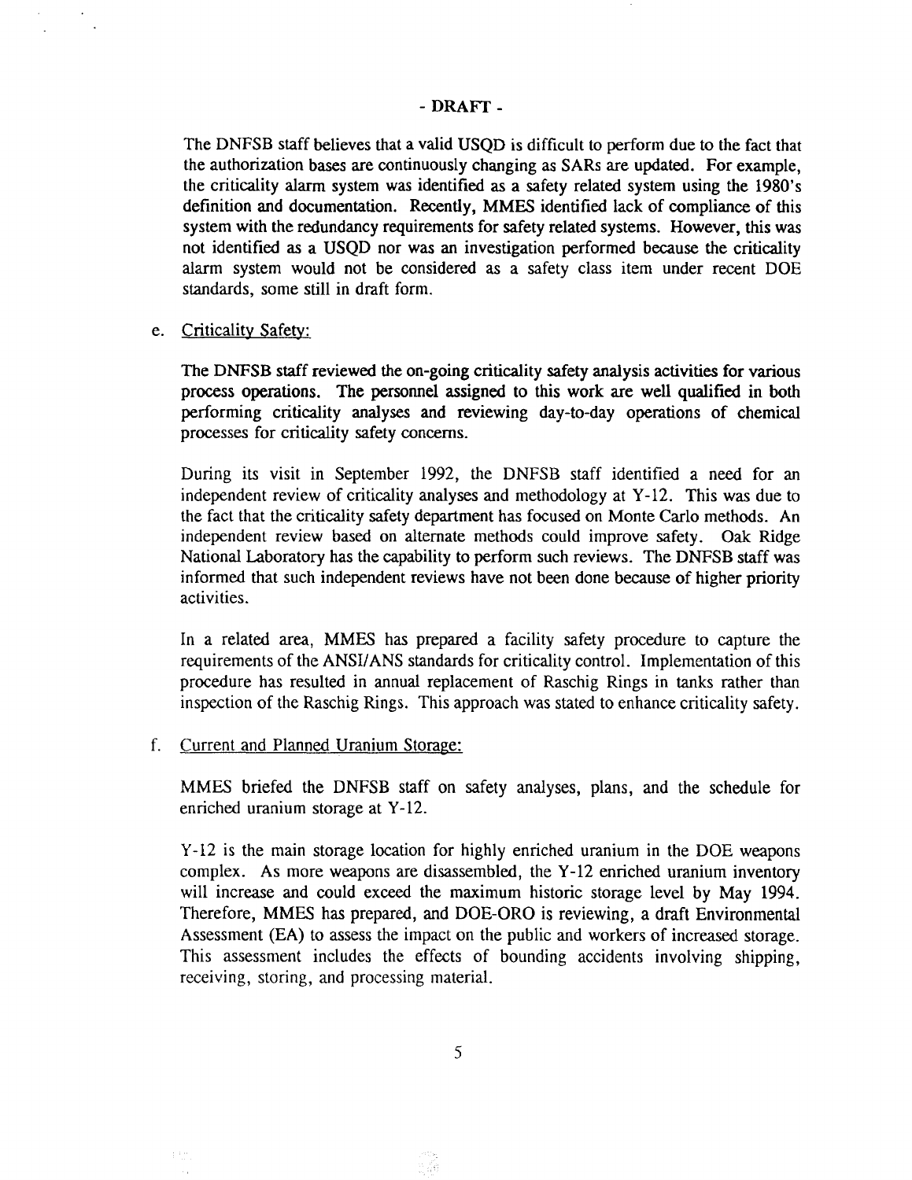- DRAFT -

The DNFSB staff believes that a valid USQD is difficult to perform due to the fact that the authorization bases are continuously changing as SARs are updated. For example, the criticality alarm system was identified as a safety related system using the 1980's definition and documentation. Recently, MMES identified lack of compliance of this system with the redundancy requirements for safety related systems. However, this was not identified as a USQD nor was an investigation performed because the criticality alarm system would not be considered as a safety class item under recent DOE standards, some still in draft form.

e. Criticality Safety:

The DNFSB staff reviewed the on-going criticality safety analysis activities for various process operations. The personnel assigned to this work are well qualified in both performing criticality analyses and reviewing day-to-day operations of chemical processes for criticality safety concerns.

During its visit in September 1992, the DNFSB staff identified a need for an independent review of criticality analyses and methodology at Y-12. This was due to the fact that the criticality safety department has focused on Monte Carlo methods. An independent review based on alternate methods could improve safety. Oak Ridge National Laboratory has the capability to perform such reviews. The DNFSB staff was informed that such independent reviews have not been done because of higher priority activities.

In a related area, MMES has prepared a facility safety procedure to capture the requirements of the ANSI/ANS standards for criticality control. Implementation of this procedure has resulted in annual replacement of Raschig Rings in tanks rather than inspection of the Raschig Rings. This approach was stated to enhance criticality safety.

f. Current and Planned Uranium Storage:

MMES briefed the DNFSB staff on safety analyses, plans, and the schedule for enriched uranium storage at Y-12.

Y-12 is the main storage location for highly enriched uranium in the DOE weapons complex. As more weapons are disassembled, the Y-12 enriched uranium inventory will increase and could exceed the maximum historic storage level by May 1994. Therefore, MMES has prepared, and DOE-ORO is reviewing, a draft Environmental Assessment (EA) to assess the impact on the public and workers of increased storage. This assessment includes the effects of bounding accidents involving shipping, receiving, storing, and processing material.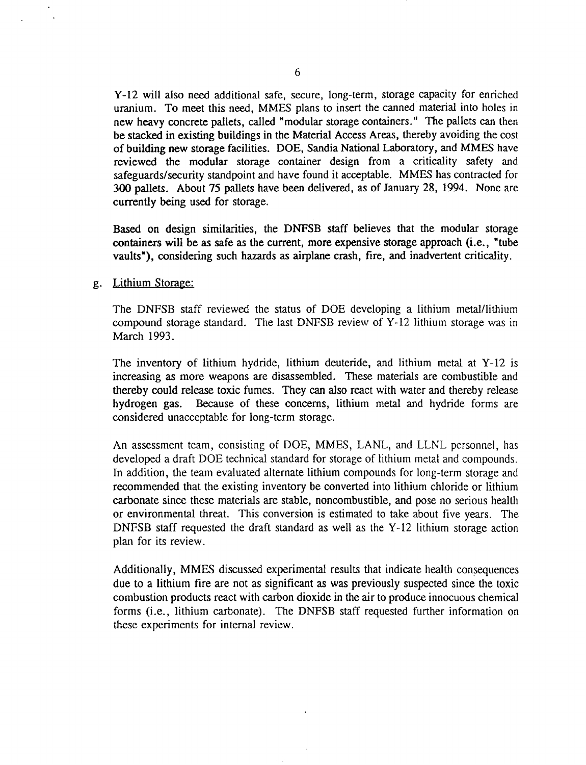Y-12 will also need additional safe, secure, long-term, storage capacity for enriched uranium. To meet this need, MMES plans to insert the canned material into holes in new heavy concrete pallets, called "modular storage containers." The pallets can then be stacked in existing buildings in the Material Access Areas, thereby avoiding the cost of building new storage facilities. DOE, Sandia National Laboratory, and MMES have reviewed the modular storage container design from a criticality safety and safeguards/security standpoint and have found it acceptable. MMES has contracted for 300 pallets. About 75 pallets have been delivered, as of January 28, 1994. None are currently being used for storage.

Based on design similarities, the DNFSB staff believes that the modular storage containers will be as safe as the current, more expensive storage approach (i.e., "tube vaults"), considering such hazards as airplane crash, fire, and inadvertent criticality.

g. Lithium Storage:

The DNFSB staff reviewed the status of DOE developing a lithium metal/lithium compound storage standard. The last DNFSB review of Y-12 lithium storage was in March 1993.

The inventory of lithium hydride, lithium deuteride, and lithium metal at Y-12 is increasing as more weapons are disassembled. These materials are combustible and thereby could release toxic fumes. They can also react with water and thereby release hydrogen gas. Because of these concerns, lithium metal and hydride forms are considered unacceptable for long-term storage.

An assessment team, consisting of DOE, MMES, LANL, and LLNL personnel, has developed a draft DOE technical standard for storage of lithium metal and compounds. In addition, the team evaluated alternate lithium compounds for long-term storage and recommended that the existing inventory be converted into lithium chloride or lithium carbonate since these materials are stable, noncombustible, and pose no serious health or environmental threat. This conversion is estimated to take about five years. The DNFSB staff requested the draft standard as well as the Y-12 lithium storage action plan for its review.

Additionally, MMES discussed experimental results that indicate health consequences due to a lithium fire are not as significant as was previously suspected since the toxic combustion products react with carbon dioxide in the air to produce innocuous chemical forms (i.e., lithium carbonate). The DNFSB staff requested further information on these experiments for internal review.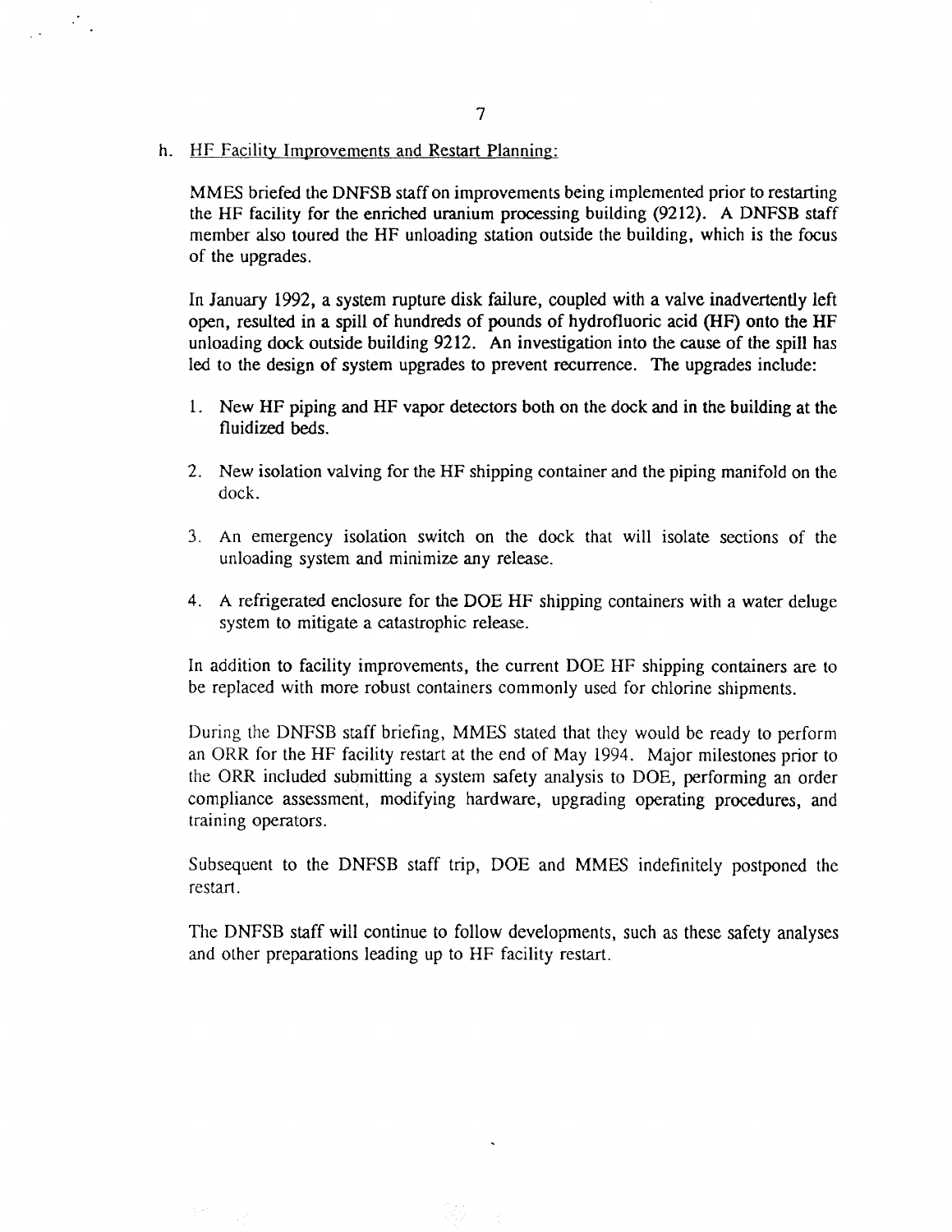h. HF Facility Improvements and Restart Planning:

MMES briefed the DNFSB staff on improvements being implemented prior to restarting the HF facility for the enriched uranium processing building (9212). A DNFSB staff member also toured the HF unloading station outside the building, which is the focus of the upgrades.

In January 1992, a system rupture disk failure, coupled with a valve inadvertently left open, resulted in a spill of hundreds of pounds of hydrofluoric acid (HF) onto the HF unloading dock outside building 9212. An investigation into the cause of the spill has led to the design of system upgrades to prevent recurrence. The upgrades include:

1. New HF piping and HF vapor detectors both on the dock and in the building at the fluidized beds.

2. New isolation valving for the HF shipping container and the piping manifold on the dock.

3. An emergency isolation switch on the dock that will isolate sections of the unloading system and minimize any release.

4. A refrigerated enclosure for the DOE HF shipping containers with a water deluge system to mitigate a catastrophic release.

In addition to facility improvements, the current DOE HF shipping containers are to be replaced with more robust containers commonly used for chlorine shipments.

During the DNFSB staff briefing, MMES stated that they would be ready to perform an ORR for the HF facility restart at the end of May 1994. Major milestones prior to the ORR included submitting a system safety analysis to DOE, performing an order compliance assessment, modifying hardware, upgrading operating procedures, and training operators.

Subsequent to the DNFSB staff trip, DOE and MMES indefinitely postponed the restart.

The DNFSB staff will continue to follow developments, such as these safety analyses and other preparations leading up to HF facility restart.